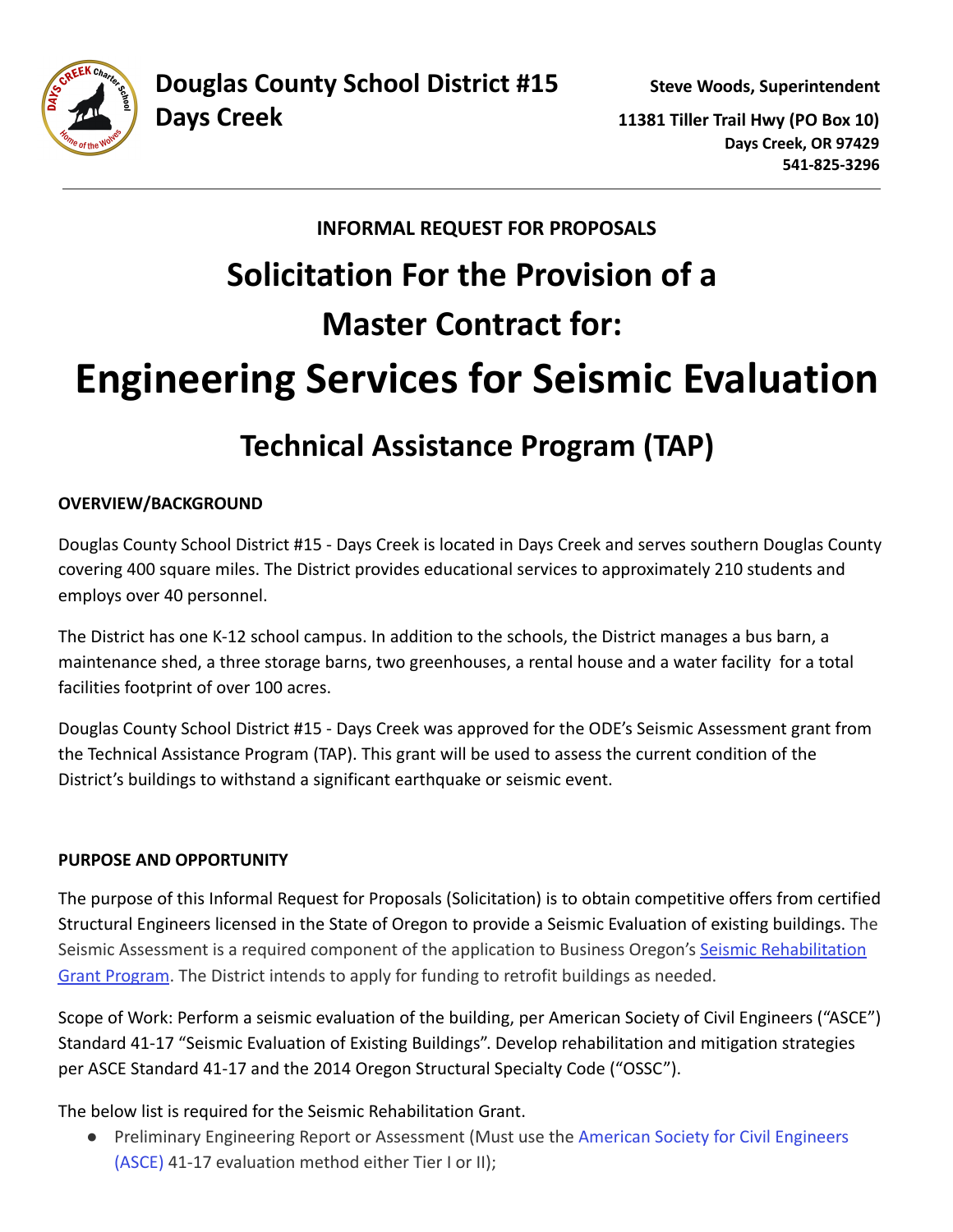**Douglas County School District #15**
**Days Creek**

**Steve Woods, Superintendent**

**11381 Tiller Trail Hwy (PO Box 10)**
**Days Creek, OR 97429**
**541-825-3296**

---

**INFORMAL REQUEST FOR PROPOSALS**

# Solicitation For the Provision of a Master Contract for:

# Engineering Services for Seismic Evaluation

## Technical Assistance Program (TAP)

**OVERVIEW/BACKGROUND**

Douglas County School District #15 - Days Creek is located in Days Creek and serves southern Douglas County covering 400 square miles. The District provides educational services to approximately 210 students and employs over 40 personnel.

The District has one K-12 school campus. In addition to the schools, the District manages a bus barn, a maintenance shed, a three storage barns, two greenhouses, a rental house and a water facility for a total facilities footprint of over 100 acres.

Douglas County School District #15 - Days Creek was approved for the ODE's Seismic Assessment grant from the Technical Assistance Program (TAP). This grant will be used to assess the current condition of the District's buildings to withstand a significant earthquake or seismic event.

**PURPOSE AND OPPORTUNITY**

The purpose of this Informal Request for Proposals (Solicitation) is to obtain competitive offers from certified Structural Engineers licensed in the State of Oregon to provide a Seismic Evaluation of existing buildings. The Seismic Assessment is a required component of the application to Business Oregon's Seismic Rehabilitation Grant Program. The District intends to apply for funding to retrofit buildings as needed.

Scope of Work: Perform a seismic evaluation of the building, per American Society of Civil Engineers ("ASCE") Standard 41-17 "Seismic Evaluation of Existing Buildings". Develop rehabilitation and mitigation strategies per ASCE Standard 41-17 and the 2014 Oregon Structural Specialty Code ("OSSC").

The below list is required for the Seismic Rehabilitation Grant.

- Preliminary Engineering Report or Assessment (Must use the American Society for Civil Engineers (ASCE) 41-17 evaluation method either Tier I or II);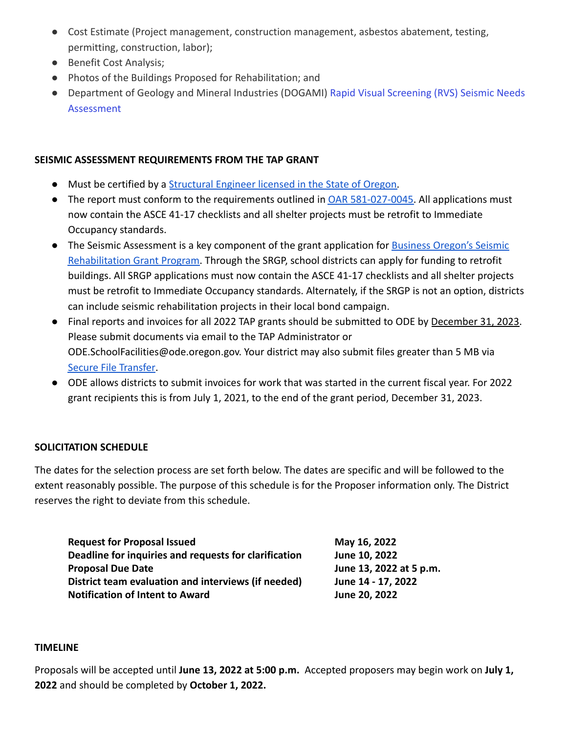- Cost Estimate (Project management, construction management, asbestos abatement, testing, permitting, construction, labor);
- Benefit Cost Analysis;
- Photos of the Buildings Proposed for Rehabilitation; and
- Department of Geology and Mineral Industries (DOGAMI) Rapid Visual Screening (RVS) Seismic Needs Assessment

**SEISMIC ASSESSMENT REQUIREMENTS FROM THE TAP GRANT**

- Must be certified by a Structural Engineer licensed in the State of Oregon.
- The report must conform to the requirements outlined in OAR 581-027-0045. All applications must now contain the ASCE 41-17 checklists and all shelter projects must be retrofit to Immediate Occupancy standards.
- The Seismic Assessment is a key component of the grant application for Business Oregon's Seismic Rehabilitation Grant Program. Through the SRGP, school districts can apply for funding to retrofit buildings. All SRGP applications must now contain the ASCE 41-17 checklists and all shelter projects must be retrofit to Immediate Occupancy standards. Alternately, if the SRGP is not an option, districts can include seismic rehabilitation projects in their local bond campaign.
- Final reports and invoices for all 2022 TAP grants should be submitted to ODE by December 31, 2023. Please submit documents via email to the TAP Administrator or ODE.SchoolFacilities@ode.oregon.gov. Your district may also submit files greater than 5 MB via Secure File Transfer.
- ODE allows districts to submit invoices for work that was started in the current fiscal year. For 2022 grant recipients this is from July 1, 2021, to the end of the grant period, December 31, 2023.

**SOLICITATION SCHEDULE**

The dates for the selection process are set forth below. The dates are specific and will be followed to the extent reasonably possible. The purpose of this schedule is for the Proposer information only. The District reserves the right to deviate from this schedule.

| | |
|---|---|
| **Request for Proposal Issued** | **May 16, 2022** |
| **Deadline for inquiries and requests for clarification** | **June 10, 2022** |
| **Proposal Due Date** | **June 13, 2022 at 5 p.m.** |
| **District team evaluation and interviews (if needed)** | **June 14 - 17, 2022** |
| **Notification of Intent to Award** | **June 20, 2022** |

**TIMELINE**

Proposals will be accepted until **June 13, 2022 at 5:00 p.m.** Accepted proposers may begin work on **July 1, 2022** and should be completed by **October 1, 2022.**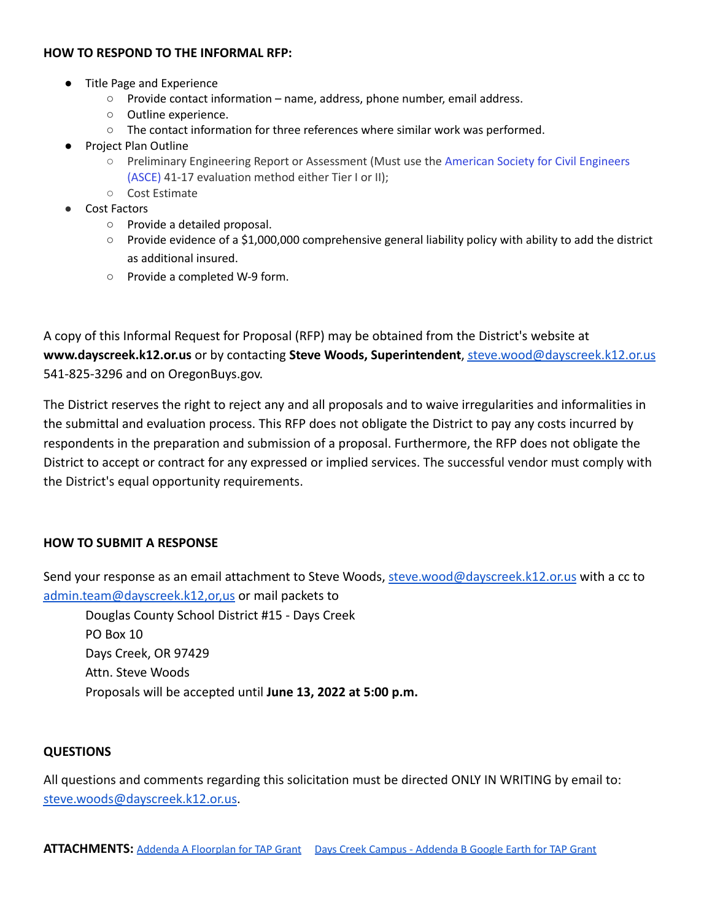**HOW TO RESPOND TO THE INFORMAL RFP:**

- Title Page and Experience
  - Provide contact information – name, address, phone number, email address.
  - Outline experience.
  - The contact information for three references where similar work was performed.
- Project Plan Outline
  - Preliminary Engineering Report or Assessment (Must use the American Society for Civil Engineers (ASCE) 41-17 evaluation method either Tier I or II);
  - Cost Estimate
- Cost Factors
  - Provide a detailed proposal.
  - Provide evidence of a $1,000,000 comprehensive general liability policy with ability to add the district as additional insured.
  - Provide a completed W-9 form.

A copy of this Informal Request for Proposal (RFP) may be obtained from the District's website at **www.dayscreek.k12.or.us** or by contacting **Steve Woods, Superintendent**, steve.wood@dayscreek.k12.or.us 541-825-3296 and on OregonBuys.gov.

The District reserves the right to reject any and all proposals and to waive irregularities and informalities in the submittal and evaluation process. This RFP does not obligate the District to pay any costs incurred by respondents in the preparation and submission of a proposal. Furthermore, the RFP does not obligate the District to accept or contract for any expressed or implied services. The successful vendor must comply with the District's equal opportunity requirements.

**HOW TO SUBMIT A RESPONSE**

Send your response as an email attachment to Steve Woods, steve.wood@dayscreek.k12.or.us with a cc to admin.team@dayscreek.k12,or,us or mail packets to

Douglas County School District #15 - Days Creek
PO Box 10
Days Creek, OR 97429
Attn. Steve Woods
Proposals will be accepted until **June 13, 2022 at 5:00 p.m.**

**QUESTIONS**

All questions and comments regarding this solicitation must be directed ONLY IN WRITING by email to: steve.woods@dayscreek.k12.or.us.

**ATTACHMENTS:** Addenda A Floorplan for TAP Grant  Days Creek Campus - Addenda B Google Earth for TAP Grant